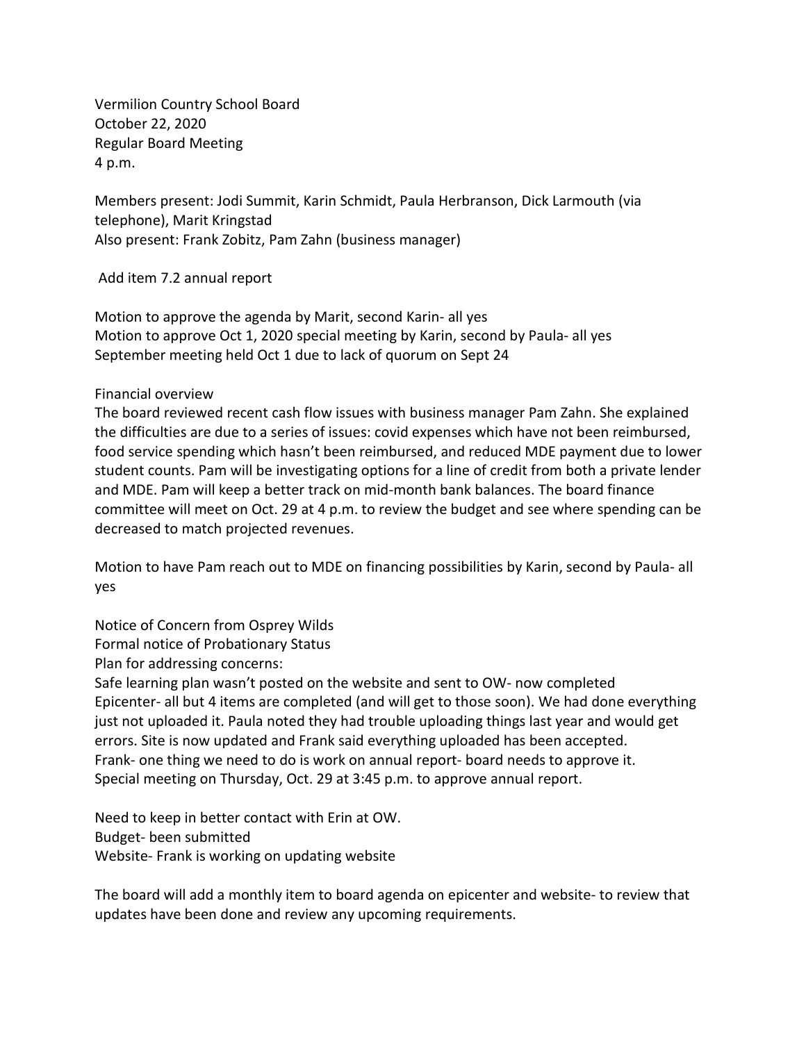Vermilion Country School Board
October 22, 2020
Regular Board Meeting
4 p.m.

Members present: Jodi Summit, Karin Schmidt, Paula Herbranson, Dick Larmouth (via telephone), Marit Kringstad
Also present: Frank Zobitz, Pam Zahn (business manager)

Add item 7.2 annual report

Motion to approve the agenda by Marit, second Karin- all yes
Motion to approve Oct 1, 2020 special meeting by Karin, second by Paula- all yes
September meeting held Oct 1 due to lack of quorum on Sept 24

Financial overview
The board reviewed recent cash flow issues with business manager Pam Zahn. She explained the difficulties are due to a series of issues: covid expenses which have not been reimbursed, food service spending which hasn't been reimbursed, and reduced MDE payment due to lower student counts. Pam will be investigating options for a line of credit from both a private lender and MDE. Pam will keep a better track on mid-month bank balances. The board finance committee will meet on Oct. 29 at 4 p.m. to review the budget and see where spending can be decreased to match projected revenues.

Motion to have Pam reach out to MDE on financing possibilities by Karin, second by Paula- all yes

Notice of Concern from Osprey Wilds
Formal notice of Probationary Status
Plan for addressing concerns:
Safe learning plan wasn't posted on the website and sent to OW- now completed
Epicenter- all but 4 items are completed (and will get to those soon). We had done everything just not uploaded it. Paula noted they had trouble uploading things last year and would get errors. Site is now updated and Frank said everything uploaded has been accepted.
Frank- one thing we need to do is work on annual report- board needs to approve it.
Special meeting on Thursday, Oct. 29 at 3:45 p.m. to approve annual report.

Need to keep in better contact with Erin at OW.
Budget- been submitted
Website- Frank is working on updating website

The board will add a monthly item to board agenda on epicenter and website- to review that updates have been done and review any upcoming requirements.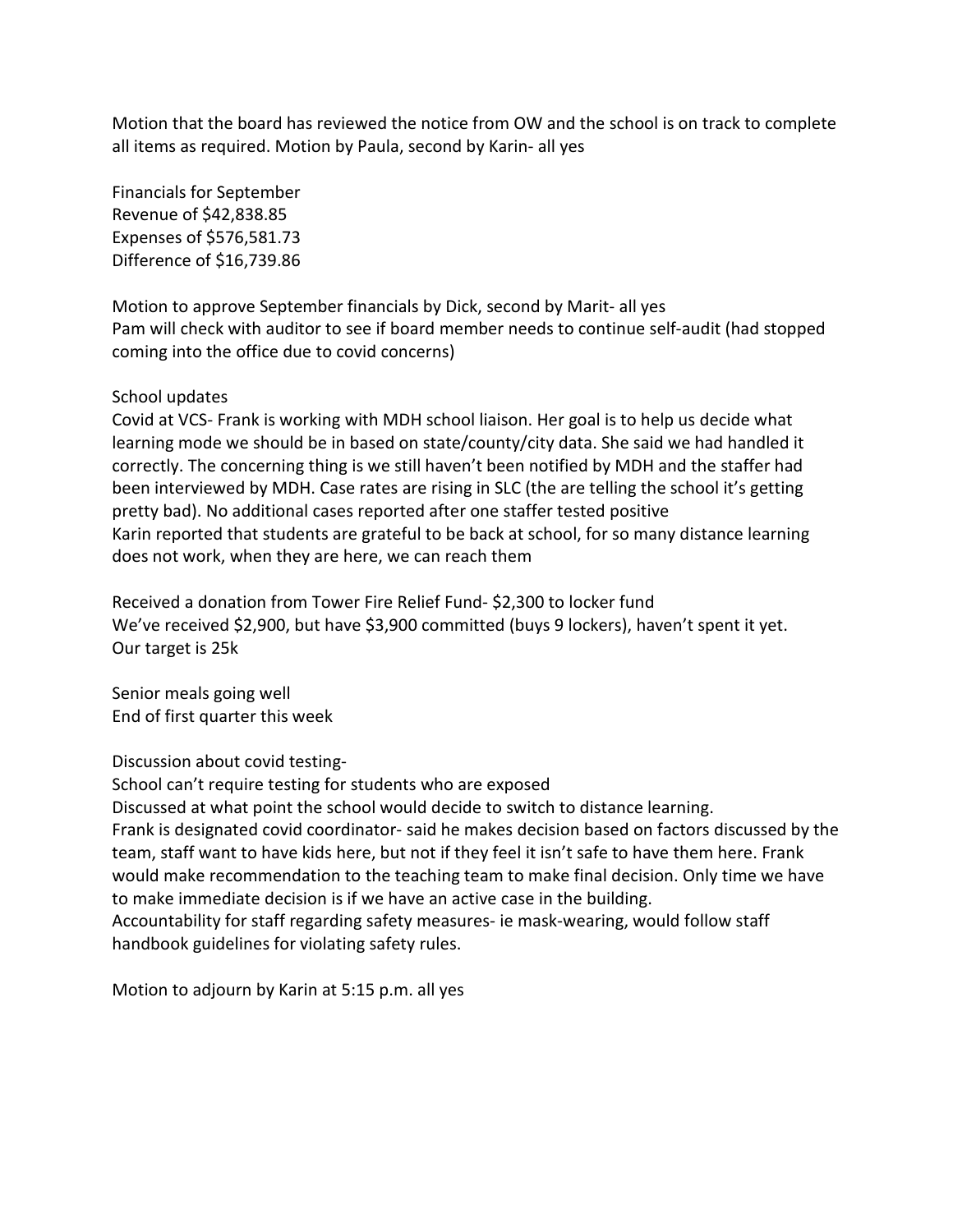Motion that the board has reviewed the notice from OW and the school is on track to complete all items as required. Motion by Paula, second by Karin- all yes

Financials for September
Revenue of $42,838.85
Expenses of $576,581.73
Difference of $16,739.86

Motion to approve September financials by Dick, second by Marit- all yes
Pam will check with auditor to see if board member needs to continue self-audit (had stopped coming into the office due to covid concerns)

School updates
Covid at VCS- Frank is working with MDH school liaison. Her goal is to help us decide what learning mode we should be in based on state/county/city data. She said we had handled it correctly. The concerning thing is we still haven't been notified by MDH and the staffer had been interviewed by MDH. Case rates are rising in SLC (the are telling the school it's getting pretty bad). No additional cases reported after one staffer tested positive
Karin reported that students are grateful to be back at school, for so many distance learning does not work, when they are here, we can reach them

Received a donation from Tower Fire Relief Fund- $2,300 to locker fund
We've received $2,900, but have $3,900 committed (buys 9 lockers), haven't spent it yet.
Our target is 25k

Senior meals going well
End of first quarter this week

Discussion about covid testing-
School can't require testing for students who are exposed
Discussed at what point the school would decide to switch to distance learning.
Frank is designated covid coordinator- said he makes decision based on factors discussed by the team, staff want to have kids here, but not if they feel it isn't safe to have them here. Frank would make recommendation to the teaching team to make final decision. Only time we have to make immediate decision is if we have an active case in the building.
Accountability for staff regarding safety measures- ie mask-wearing, would follow staff handbook guidelines for violating safety rules.

Motion to adjourn by Karin at 5:15 p.m. all yes